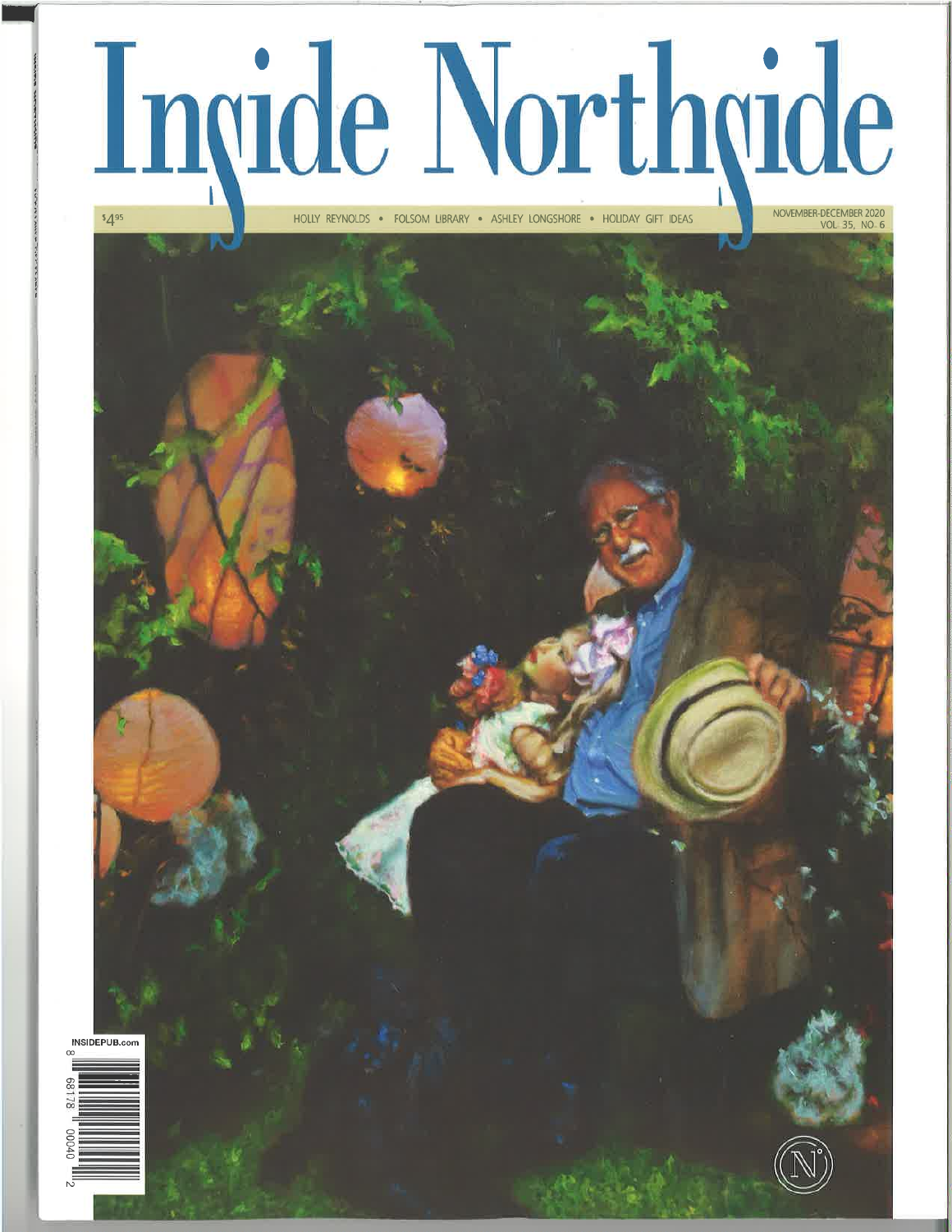# Inside Northside

$4[95]

HOLLY REYNOLDS • FOLSOM LIBRARY • ASHLEY LONGSHORE • HOLIDAY GIFT IDEAS

NOVEMBER-DECEMBER 2020
VOL. 35, NO. 6

INSIDEPUB.com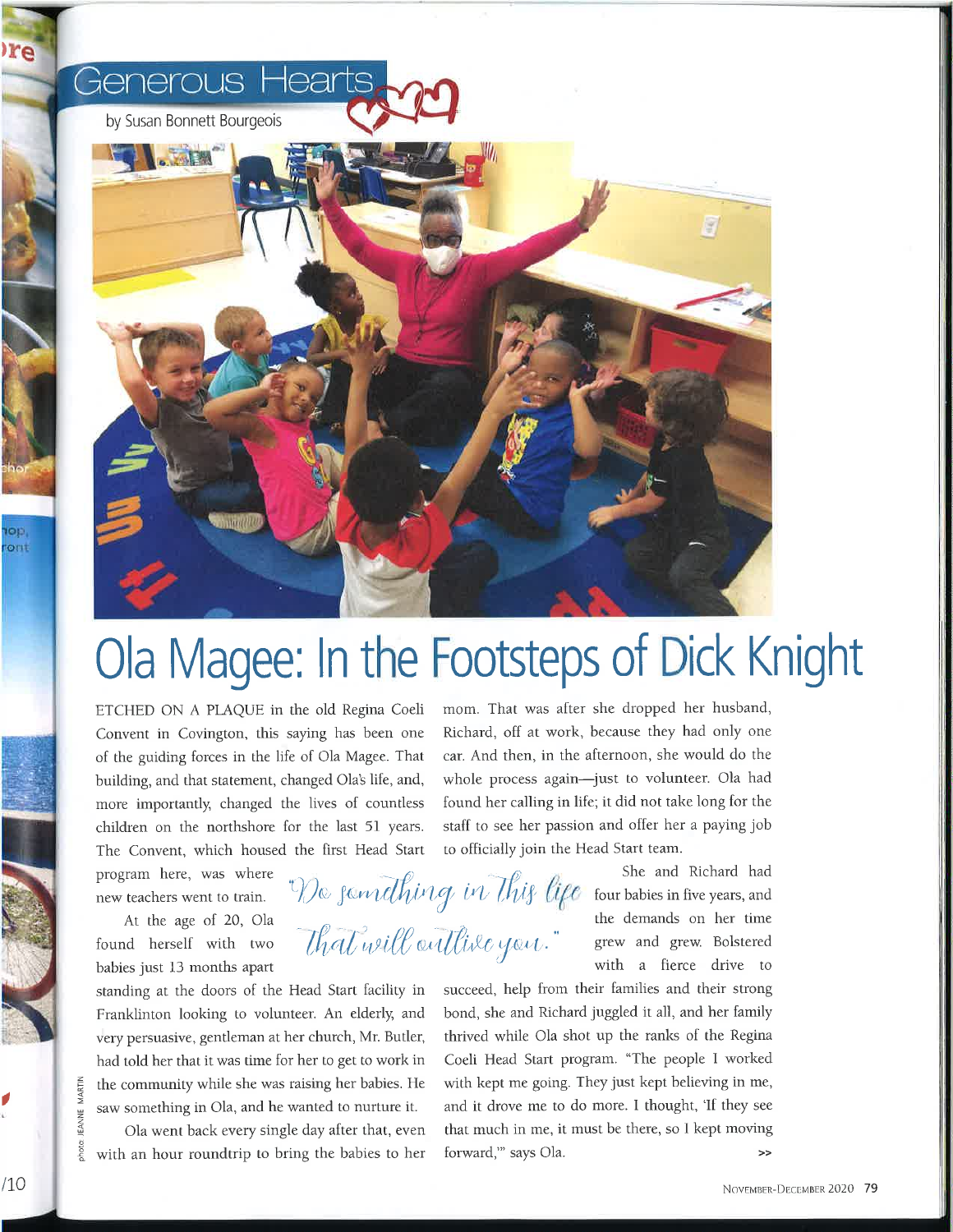## Generous Hearts

by Susan Bonnett Bourgeois

# Ola Magee: In the Footsteps of Dick Knight

ETCHED ON A PLAQUE in the old Regina Coeli Convent in Covington, this saying has been one of the guiding forces in the life of Ola Magee. That building, and that statement, changed Ola's life, and, more importantly, changed the lives of countless children on the northshore for the last 51 years. The Convent, which housed the first Head Start program here, was where new teachers went to train.

> *"Do something in this life that will outlive you."*

At the age of 20, Ola found herself with two babies just 13 months apart standing at the doors of the Head Start facility in Franklinton looking to volunteer. An elderly, and very persuasive, gentleman at her church, Mr. Butler, had told her that it was time for her to get to work in the community while she was raising her babies. He saw something in Ola, and he wanted to nurture it.

Ola went back every single day after that, even with an hour roundtrip to bring the babies to her mom. That was after she dropped her husband, Richard, off at work, because they had only one car. And then, in the afternoon, she would do the whole process again—just to volunteer. Ola had found her calling in life; it did not take long for the staff to see her passion and offer her a paying job to officially join the Head Start team.

She and Richard had four babies in five years, and the demands on her time grew and grew. Bolstered with a fierce drive to succeed, help from their families and their strong bond, she and Richard juggled it all, and her family thrived while Ola shot up the ranks of the Regina Coeli Head Start program. "The people I worked with kept me going. They just kept believing in me, and it drove me to do more. I thought, 'If they see that much in me, it must be there, so I kept moving forward,'" says Ola.

>>

photo: JEANNE MARTIN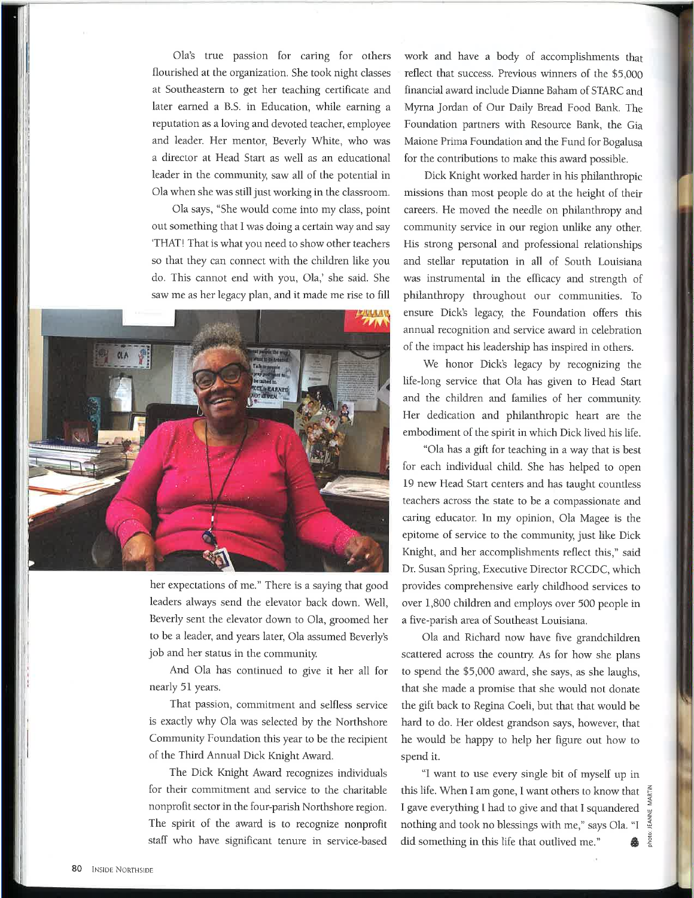Ola's true passion for caring for others flourished at the organization. She took night classes at Southeastern to get her teaching certificate and later earned a B.S. in Education, while earning a reputation as a loving and devoted teacher, employee and leader. Her mentor, Beverly White, who was a director at Head Start as well as an educational leader in the community, saw all of the potential in Ola when she was still just working in the classroom.

Ola says, "She would come into my class, point out something that I was doing a certain way and say 'THAT! That is what you need to show other teachers so that they can connect with the children like you do. This cannot end with you, Ola,' she said. She saw me as her legacy plan, and it made me rise to fill her expectations of me." There is a saying that good leaders always send the elevator back down. Well, Beverly sent the elevator down to Ola, groomed her to be a leader, and years later, Ola assumed Beverly's job and her status in the community.

And Ola has continued to give it her all for nearly 51 years.

That passion, commitment and selfless service is exactly why Ola was selected by the Northshore Community Foundation this year to be the recipient of the Third Annual Dick Knight Award.

The Dick Knight Award recognizes individuals for their commitment and service to the charitable nonprofit sector in the four-parish Northshore region. The spirit of the award is to recognize nonprofit staff who have significant tenure in service-based work and have a body of accomplishments that reflect that success. Previous winners of the $5,000 financial award include Dianne Baham of STARC and Myrna Jordan of Our Daily Bread Food Bank. The Foundation partners with Resource Bank, the Gia Maione Prima Foundation and the Fund for Bogalusa for the contributions to make this award possible.

Dick Knight worked harder in his philanthropic missions than most people do at the height of their careers. He moved the needle on philanthropy and community service in our region unlike any other. His strong personal and professional relationships and stellar reputation in all of South Louisiana was instrumental in the efficacy and strength of philanthropy throughout our communities. To ensure Dick's legacy, the Foundation offers this annual recognition and service award in celebration of the impact his leadership has inspired in others.

We honor Dick's legacy by recognizing the life-long service that Ola has given to Head Start and the children and families of her community. Her dedication and philanthropic heart are the embodiment of the spirit in which Dick lived his life.

"Ola has a gift for teaching in a way that is best for each individual child. She has helped to open 19 new Head Start centers and has taught countless teachers across the state to be a compassionate and caring educator. In my opinion, Ola Magee is the epitome of service to the community, just like Dick Knight, and her accomplishments reflect this," said Dr. Susan Spring, Executive Director RCCDC, which provides comprehensive early childhood services to over 1,800 children and employs over 500 people in a five-parish area of Southeast Louisiana.

Ola and Richard now have five grandchildren scattered across the country. As for how she plans to spend the $5,000 award, she says, as she laughs, that she made a promise that she would not donate the gift back to Regina Coeli, but that that would be hard to do. Her oldest grandson says, however, that he would be happy to help her figure out how to spend it.

"I want to use every single bit of myself up in this life. When I am gone, I want others to know that I gave everything I had to give and that I squandered nothing and took no blessings with me," says Ola. "I did something in this life that outlived me."

photo: JEANNE MARTIN